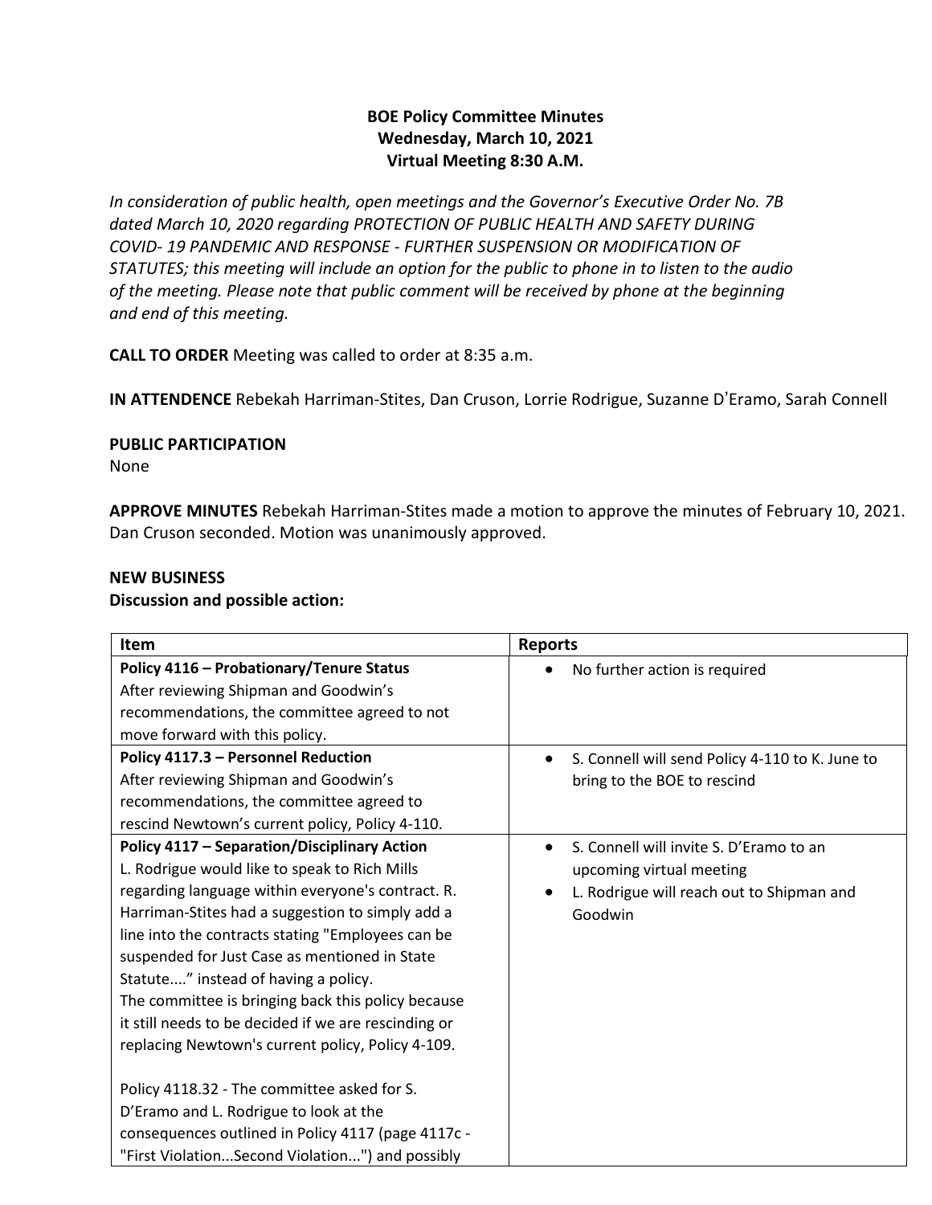**BOE Policy Committee Minutes**
**Wednesday, March 10, 2021**
**Virtual Meeting 8:30 A.M.**

*In consideration of public health, open meetings and the Governor's Executive Order No. 7B dated March 10, 2020 regarding PROTECTION OF PUBLIC HEALTH AND SAFETY DURING COVID- 19 PANDEMIC AND RESPONSE - FURTHER SUSPENSION OR MODIFICATION OF STATUTES; this meeting will include an option for the public to phone in to listen to the audio of the meeting. Please note that public comment will be received by phone at the beginning and end of this meeting.*

**CALL TO ORDER** Meeting was called to order at 8:35 a.m.

**IN ATTENDENCE** Rebekah Harriman-Stites, Dan Cruson, Lorrie Rodrigue, Suzanne D'Eramo, Sarah Connell

**PUBLIC PARTICIPATION**
None

**APPROVE MINUTES** Rebekah Harriman-Stites made a motion to approve the minutes of February 10, 2021. Dan Cruson seconded. Motion was unanimously approved.

**NEW BUSINESS**
**Discussion and possible action:**

| Item | Reports |
|---|---|
| **Policy 4116 – Probationary/Tenure Status**<br>After reviewing Shipman and Goodwin's recommendations, the committee agreed to not move forward with this policy. | • No further action is required |
| **Policy 4117.3 – Personnel Reduction**<br>After reviewing Shipman and Goodwin's recommendations, the committee agreed to rescind Newtown's current policy, Policy 4-110. | • S. Connell will send Policy 4-110 to K. June to bring to the BOE to rescind |
| **Policy 4117 – Separation/Disciplinary Action**<br>L. Rodrigue would like to speak to Rich Mills regarding language within everyone's contract. R. Harriman-Stites had a suggestion to simply add a line into the contracts stating "Employees can be suspended for Just Case as mentioned in State Statute...." instead of having a policy.<br>The committee is bringing back this policy because it still needs to be decided if we are rescinding or replacing Newtown's current policy, Policy 4-109.<br><br>Policy 4118.32 - The committee asked for S. D'Eramo and L. Rodrigue to look at the consequences outlined in Policy 4117 (page 4117c - "First Violation...Second Violation...") and possibly | • S. Connell will invite S. D'Eramo to an upcoming virtual meeting<br>• L. Rodrigue will reach out to Shipman and Goodwin |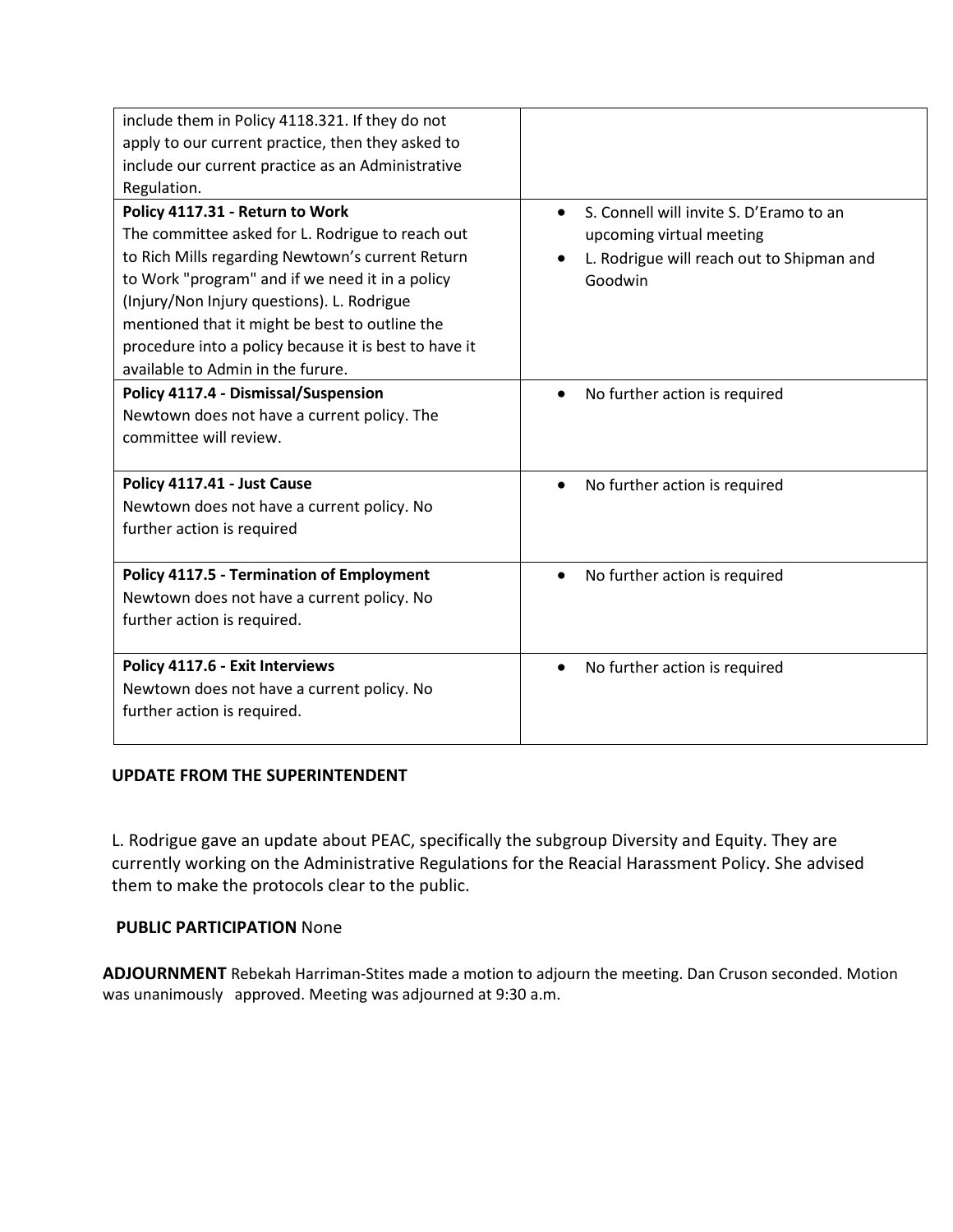| | |
|---|---|
| include them in Policy 4118.321. If they do not apply to our current practice, then they asked to include our current practice as an Administrative Regulation. | |
| **Policy 4117.31 - Return to Work** The committee asked for L. Rodrigue to reach out to Rich Mills regarding Newtown's current Return to Work "program" and if we need it in a policy (Injury/Non Injury questions). L. Rodrigue mentioned that it might be best to outline the procedure into a policy because it is best to have it available to Admin in the furure. | • S. Connell will invite S. D'Eramo to an upcoming virtual meeting<br>• L. Rodrigue will reach out to Shipman and Goodwin |
| **Policy 4117.4 - Dismissal/Suspension** Newtown does not have a current policy. The committee will review. | • No further action is required |
| **Policy 4117.41 - Just Cause** Newtown does not have a current policy. No further action is required | • No further action is required |
| **Policy 4117.5 - Termination of Employment** Newtown does not have a current policy. No further action is required. | • No further action is required |
| **Policy 4117.6 - Exit Interviews** Newtown does not have a current policy. No further action is required. | • No further action is required |

**UPDATE FROM THE SUPERINTENDENT**

L. Rodrigue gave an update about PEAC, specifically the subgroup Diversity and Equity. They are currently working on the Administrative Regulations for the Reacial Harassment Policy. She advised them to make the protocols clear to the public.

**PUBLIC PARTICIPATION** None

**ADJOURNMENT** Rebekah Harriman-Stites made a motion to adjourn the meeting. Dan Cruson seconded. Motion was unanimously approved. Meeting was adjourned at 9:30 a.m.